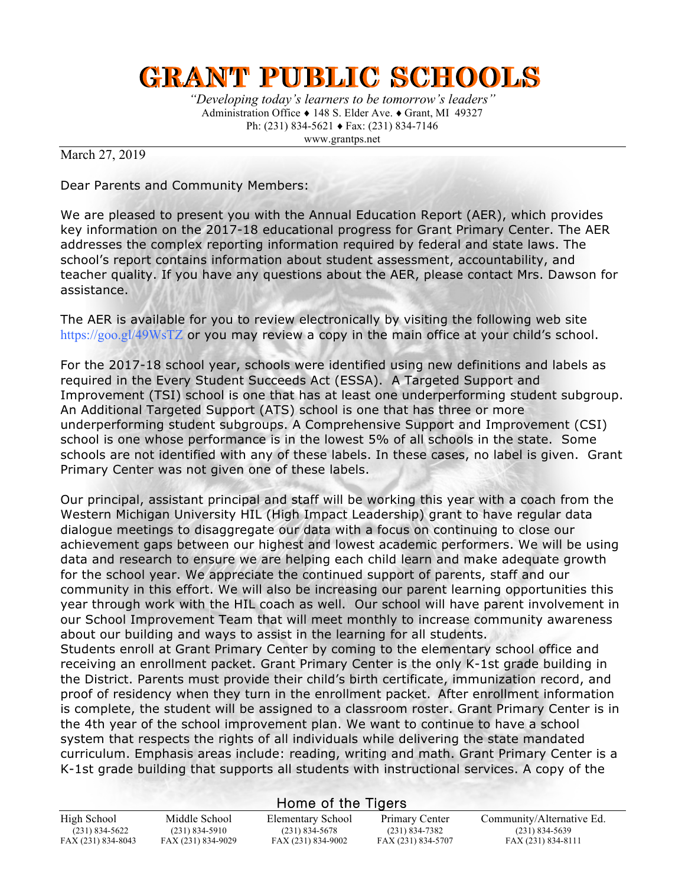# GRANT PUBLIC SCHOOLS

*"Developing today's learners to be tomorrow's leaders"*
Administration Office ♦ 148 S. Elder Ave. ♦ Grant, MI 49327
Ph: (231) 834-5621 ♦ Fax: (231) 834-7146
www.grantps.net

March 27, 2019

Dear Parents and Community Members:

We are pleased to present you with the Annual Education Report (AER), which provides key information on the 2017-18 educational progress for Grant Primary Center. The AER addresses the complex reporting information required by federal and state laws. The school's report contains information about student assessment, accountability, and teacher quality. If you have any questions about the AER, please contact Mrs. Dawson for assistance.

The AER is available for you to review electronically by visiting the following web site https://goo.gl/49WsTZ or you may review a copy in the main office at your child's school.

For the 2017-18 school year, schools were identified using new definitions and labels as required in the Every Student Succeeds Act (ESSA). A Targeted Support and Improvement (TSI) school is one that has at least one underperforming student subgroup. An Additional Targeted Support (ATS) school is one that has three or more underperforming student subgroups. A Comprehensive Support and Improvement (CSI) school is one whose performance is in the lowest 5% of all schools in the state. Some schools are not identified with any of these labels. In these cases, no label is given. Grant Primary Center was not given one of these labels.

Our principal, assistant principal and staff will be working this year with a coach from the Western Michigan University HIL (High Impact Leadership) grant to have regular data dialogue meetings to disaggregate our data with a focus on continuing to close our achievement gaps between our highest and lowest academic performers. We will be using data and research to ensure we are helping each child learn and make adequate growth for the school year. We appreciate the continued support of parents, staff and our community in this effort. We will also be increasing our parent learning opportunities this year through work with the HIL coach as well. Our school will have parent involvement in our School Improvement Team that will meet monthly to increase community awareness about our building and ways to assist in the learning for all students.
Students enroll at Grant Primary Center by coming to the elementary school office and receiving an enrollment packet. Grant Primary Center is the only K-1st grade building in the District. Parents must provide their child's birth certificate, immunization record, and proof of residency when they turn in the enrollment packet. After enrollment information is complete, the student will be assigned to a classroom roster. Grant Primary Center is in the 4th year of the school improvement plan. We want to continue to have a school system that respects the rights of all individuals while delivering the state mandated curriculum. Emphasis areas include: reading, writing and math. Grant Primary Center is a K-1st grade building that supports all students with instructional services. A copy of the

Home of the Tigers

| High School | Middle School | Elementary School | Primary Center | Community/Alternative Ed. |
|---|---|---|---|---|
| (231) 834-5622 | (231) 834-5910 | (231) 834-5678 | (231) 834-7382 | (231) 834-5639 |
| FAX (231) 834-8043 | FAX (231) 834-9029 | FAX (231) 834-9002 | FAX (231) 834-5707 | FAX (231) 834-8111 |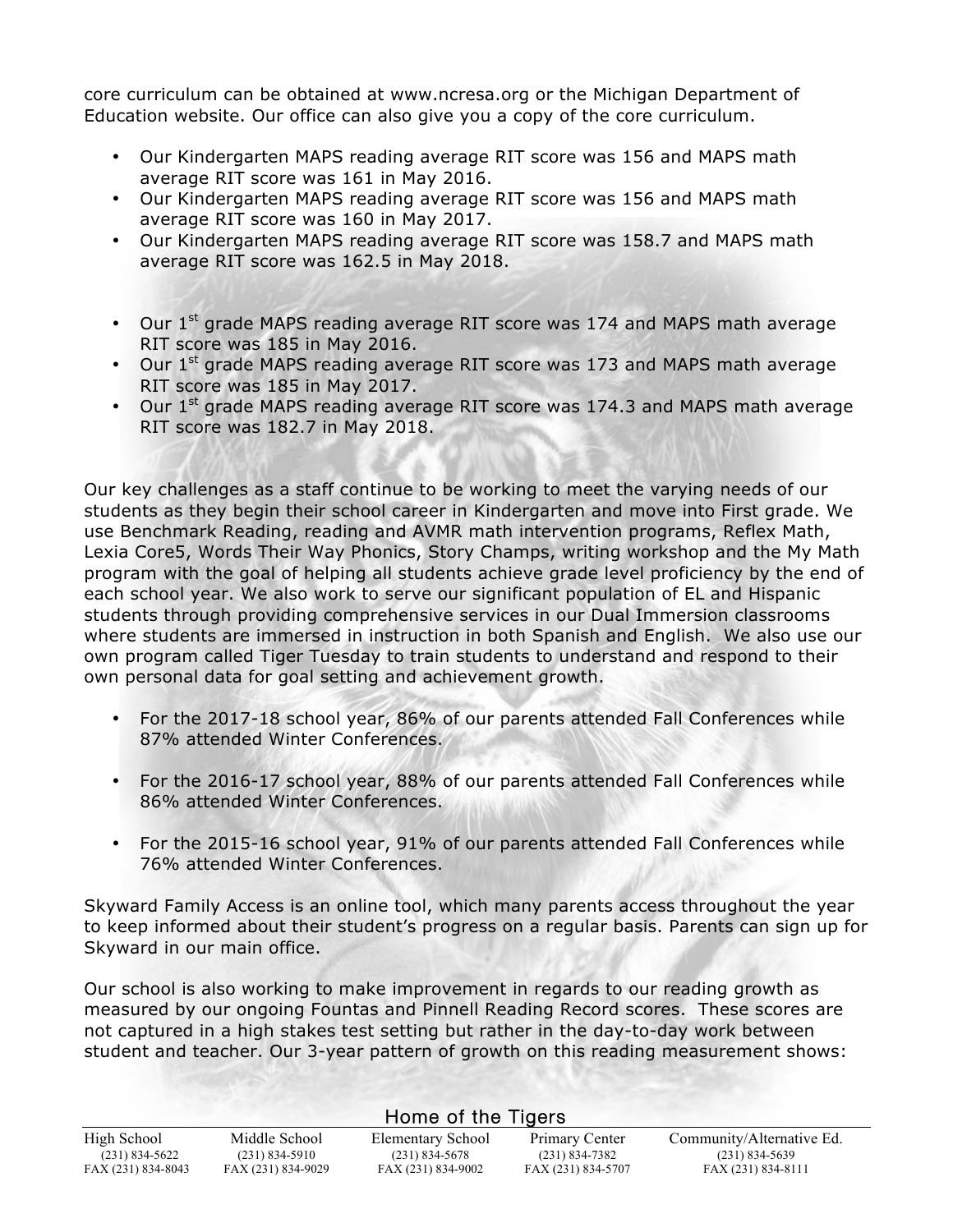core curriculum can be obtained at www.ncresa.org or the Michigan Department of Education website. Our office can also give you a copy of the core curriculum.

- Our Kindergarten MAPS reading average RIT score was 156 and MAPS math average RIT score was 161 in May 2016.
- Our Kindergarten MAPS reading average RIT score was 156 and MAPS math average RIT score was 160 in May 2017.
- Our Kindergarten MAPS reading average RIT score was 158.7 and MAPS math average RIT score was 162.5 in May 2018.

- Our 1st grade MAPS reading average RIT score was 174 and MAPS math average RIT score was 185 in May 2016.
- Our 1st grade MAPS reading average RIT score was 173 and MAPS math average RIT score was 185 in May 2017.
- Our 1st grade MAPS reading average RIT score was 174.3 and MAPS math average RIT score was 182.7 in May 2018.

Our key challenges as a staff continue to be working to meet the varying needs of our students as they begin their school career in Kindergarten and move into First grade. We use Benchmark Reading, reading and AVMR math intervention programs, Reflex Math, Lexia Core5, Words Their Way Phonics, Story Champs, writing workshop and the My Math program with the goal of helping all students achieve grade level proficiency by the end of each school year. We also work to serve our significant population of EL and Hispanic students through providing comprehensive services in our Dual Immersion classrooms where students are immersed in instruction in both Spanish and English. We also use our own program called Tiger Tuesday to train students to understand and respond to their own personal data for goal setting and achievement growth.

- For the 2017-18 school year, 86% of our parents attended Fall Conferences while 87% attended Winter Conferences.

- For the 2016-17 school year, 88% of our parents attended Fall Conferences while 86% attended Winter Conferences.

- For the 2015-16 school year, 91% of our parents attended Fall Conferences while 76% attended Winter Conferences.

Skyward Family Access is an online tool, which many parents access throughout the year to keep informed about their student's progress on a regular basis. Parents can sign up for Skyward in our main office.

Our school is also working to make improvement in regards to our reading growth as measured by our ongoing Fountas and Pinnell Reading Record scores. These scores are not captured in a high stakes test setting but rather in the day-to-day work between student and teacher. Our 3-year pattern of growth on this reading measurement shows: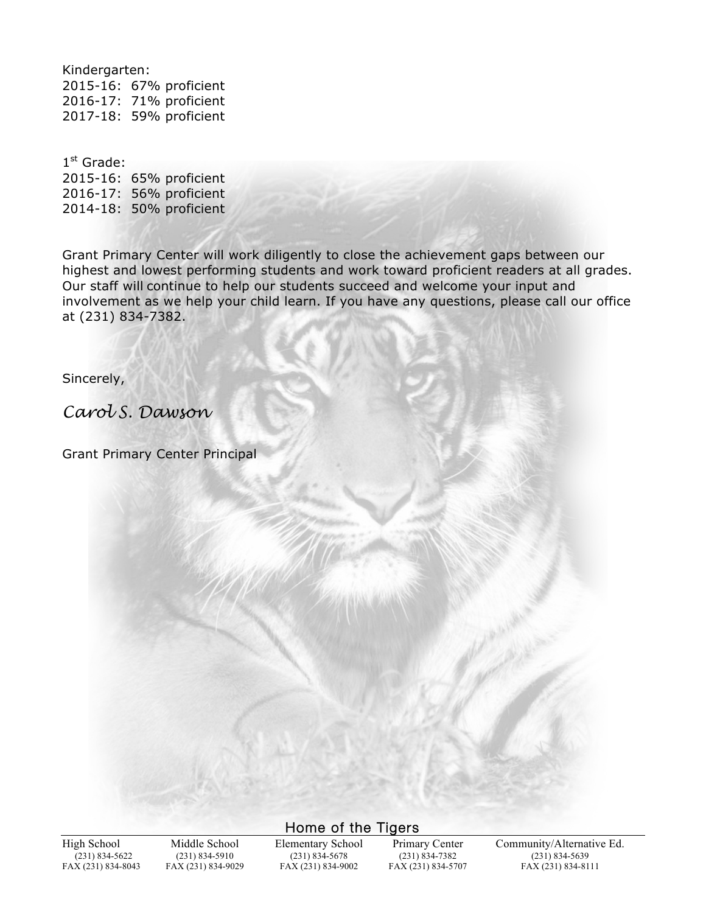Kindergarten:
2015-16: 67% proficient
2016-17: 71% proficient
2017-18: 59% proficient

1st Grade:
2015-16: 65% proficient
2016-17: 56% proficient
2014-18: 50% proficient

Grant Primary Center will work diligently to close the achievement gaps between our highest and lowest performing students and work toward proficient readers at all grades. Our staff will continue to help our students succeed and welcome your input and involvement as we help your child learn. If you have any questions, please call our office at (231) 834-7382.

Sincerely,

*Carol S. Dawson*

Grant Primary Center Principal

Home of the Tigers

| High School | Middle School | Elementary School | Primary Center | Community/Alternative Ed. |
|---|---|---|---|---|
| (231) 834-5622 | (231) 834-5910 | (231) 834-5678 | (231) 834-7382 | (231) 834-5639 |
| FAX (231) 834-8043 | FAX (231) 834-9029 | FAX (231) 834-9002 | FAX (231) 834-5707 | FAX (231) 834-8111 |